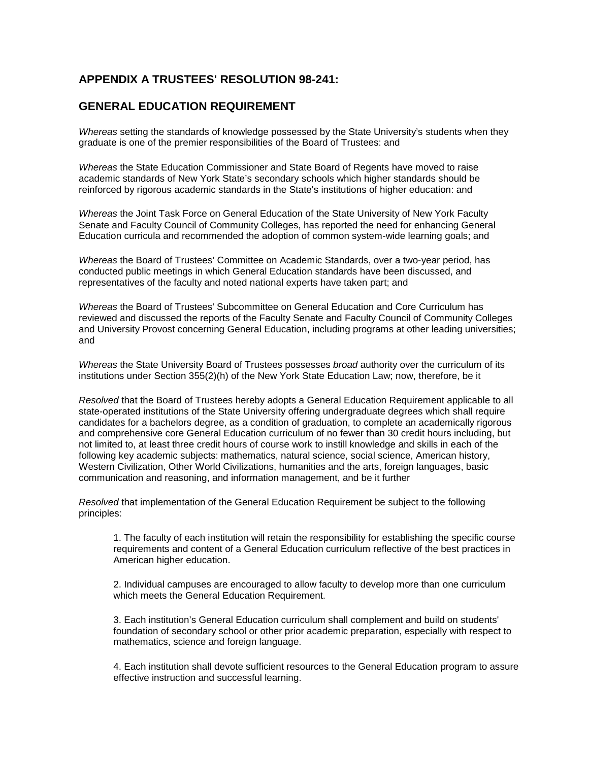## APPENDIX A TRUSTEES' RESOLUTION 98-241:

## GENERAL EDUCATION REQUIREMENT

*Whereas* setting the standards of knowledge possessed by the State University's students when they graduate is one of the premier responsibilities of the Board of Trustees: and

*Whereas* the State Education Commissioner and State Board of Regents have moved to raise academic standards of New York State's secondary schools which higher standards should be reinforced by rigorous academic standards in the State's institutions of higher education: and

*Whereas* the Joint Task Force on General Education of the State University of New York Faculty Senate and Faculty Council of Community Colleges, has reported the need for enhancing General Education curricula and recommended the adoption of common system-wide learning goals; and

*Whereas* the Board of Trustees' Committee on Academic Standards, over a two-year period, has conducted public meetings in which General Education standards have been discussed, and representatives of the faculty and noted national experts have taken part; and

*Whereas* the Board of Trustees' Subcommittee on General Education and Core Curriculum has reviewed and discussed the reports of the Faculty Senate and Faculty Council of Community Colleges and University Provost concerning General Education, including programs at other leading universities; and

*Whereas* the State University Board of Trustees possesses *broad* authority over the curriculum of its institutions under Section 355(2)(h) of the New York State Education Law; now, therefore, be it

*Resolved* that the Board of Trustees hereby adopts a General Education Requirement applicable to all state-operated institutions of the State University offering undergraduate degrees which shall require candidates for a bachelors degree, as a condition of graduation, to complete an academically rigorous and comprehensive core General Education curriculum of no fewer than 30 credit hours including, but not limited to, at least three credit hours of course work to instill knowledge and skills in each of the following key academic subjects: mathematics, natural science, social science, American history, Western Civilization, Other World Civilizations, humanities and the arts, foreign languages, basic communication and reasoning, and information management, and be it further

*Resolved* that implementation of the General Education Requirement be subject to the following principles:

1. The faculty of each institution will retain the responsibility for establishing the specific course requirements and content of a General Education curriculum reflective of the best practices in American higher education.

2. Individual campuses are encouraged to allow faculty to develop more than one curriculum which meets the General Education Requirement.

3. Each institution's General Education curriculum shall complement and build on students' foundation of secondary school or other prior academic preparation, especially with respect to mathematics, science and foreign language.

4. Each institution shall devote sufficient resources to the General Education program to assure effective instruction and successful learning.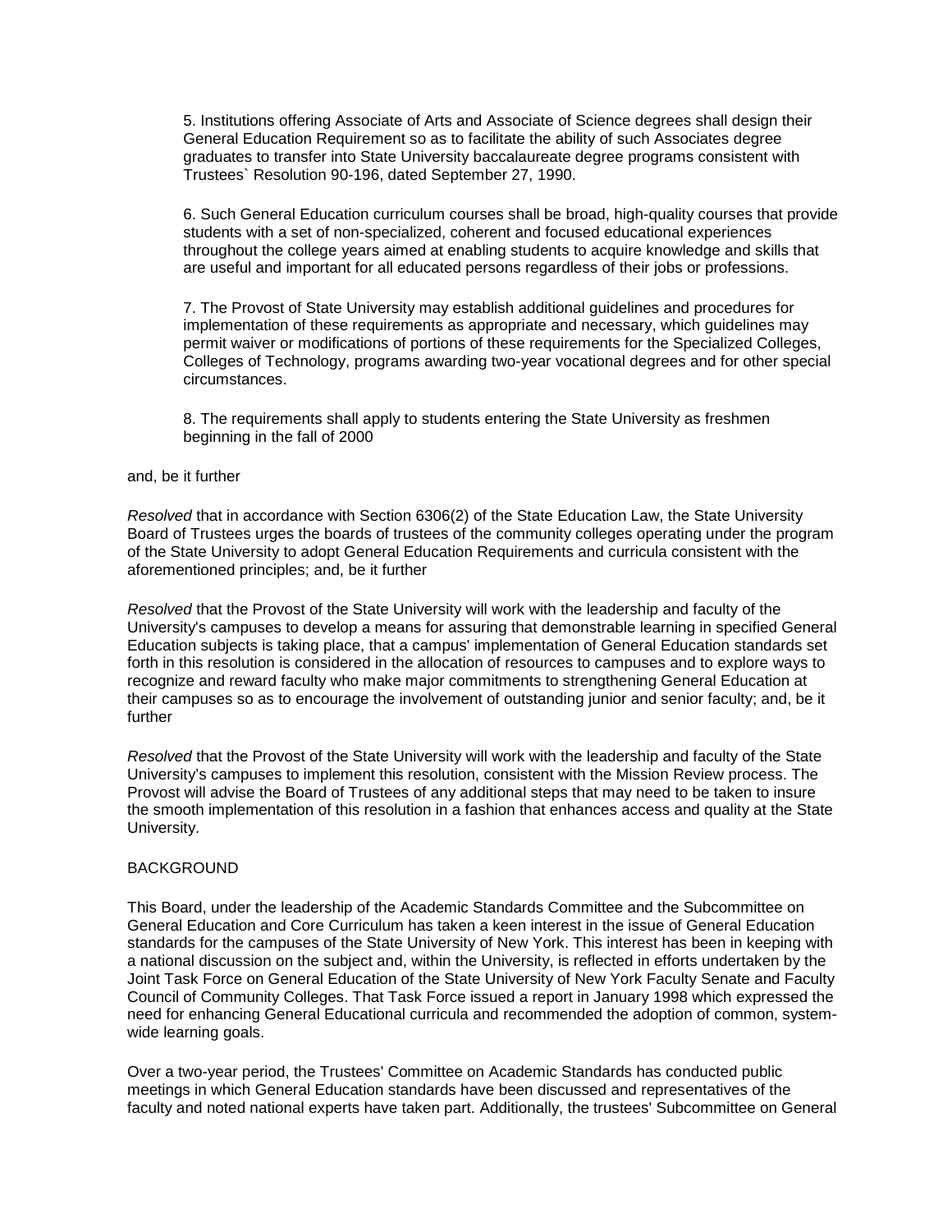5. Institutions offering Associate of Arts and Associate of Science degrees shall design their General Education Requirement so as to facilitate the ability of such Associates degree graduates to transfer into State University baccalaureate degree programs consistent with Trustees` Resolution 90-196, dated September 27, 1990.

6. Such General Education curriculum courses shall be broad, high-quality courses that provide students with a set of non-specialized, coherent and focused educational experiences throughout the college years aimed at enabling students to acquire knowledge and skills that are useful and important for all educated persons regardless of their jobs or professions.

7. The Provost of State University may establish additional guidelines and procedures for implementation of these requirements as appropriate and necessary, which guidelines may permit waiver or modifications of portions of these requirements for the Specialized Colleges, Colleges of Technology, programs awarding two-year vocational degrees and for other special circumstances.

8. The requirements shall apply to students entering the State University as freshmen beginning in the fall of 2000

and, be it further

*Resolved* that in accordance with Section 6306(2) of the State Education Law, the State University Board of Trustees urges the boards of trustees of the community colleges operating under the program of the State University to adopt General Education Requirements and curricula consistent with the aforementioned principles; and, be it further

*Resolved* that the Provost of the State University will work with the leadership and faculty of the University's campuses to develop a means for assuring that demonstrable learning in specified General Education subjects is taking place, that a campus' implementation of General Education standards set forth in this resolution is considered in the allocation of resources to campuses and to explore ways to recognize and reward faculty who make major commitments to strengthening General Education at their campuses so as to encourage the involvement of outstanding junior and senior faculty; and, be it further

*Resolved* that the Provost of the State University will work with the leadership and faculty of the State University's campuses to implement this resolution, consistent with the Mission Review process. The Provost will advise the Board of Trustees of any additional steps that may need to be taken to insure the smooth implementation of this resolution in a fashion that enhances access and quality at the State University.

BACKGROUND

This Board, under the leadership of the Academic Standards Committee and the Subcommittee on General Education and Core Curriculum has taken a keen interest in the issue of General Education standards for the campuses of the State University of New York. This interest has been in keeping with a national discussion on the subject and, within the University, is reflected in efforts undertaken by the Joint Task Force on General Education of the State University of New York Faculty Senate and Faculty Council of Community Colleges. That Task Force issued a report in January 1998 which expressed the need for enhancing General Educational curricula and recommended the adoption of common, system-wide learning goals.

Over a two-year period, the Trustees' Committee on Academic Standards has conducted public meetings in which General Education standards have been discussed and representatives of the faculty and noted national experts have taken part. Additionally, the trustees' Subcommittee on General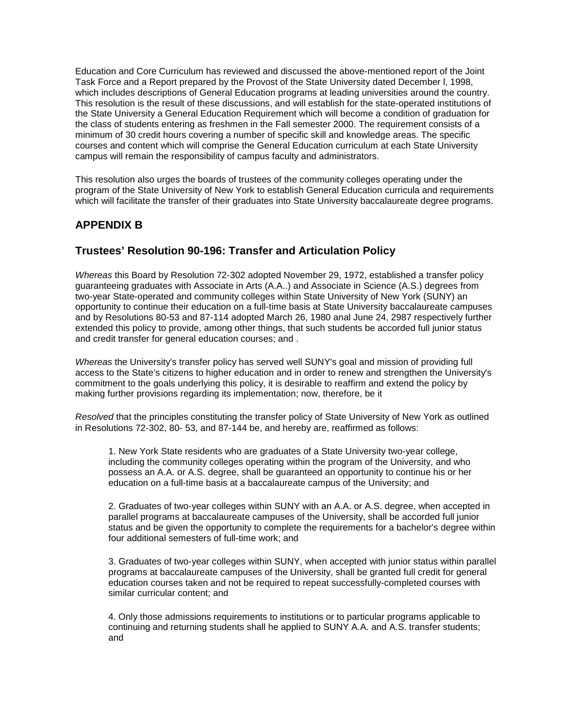Education and Core Curriculum has reviewed and discussed the above-mentioned report of the Joint Task Force and a Report prepared by the Provost of the State University dated December l, 1998, which includes descriptions of General Education programs at leading universities around the country. This resolution is the result of these discussions, and will establish for the state-operated institutions of the State University a General Education Requirement which will become a condition of graduation for the class of students entering as freshmen in the Fall semester 2000. The requirement consists of a minimum of 30 credit hours covering a number of specific skill and knowledge areas. The specific courses and content which will comprise the General Education curriculum at each State University campus will remain the responsibility of campus faculty and administrators.

This resolution also urges the boards of trustees of the community colleges operating under the program of the State University of New York to establish General Education curricula and requirements which will facilitate the transfer of their graduates into State University baccalaureate degree programs.

## APPENDIX B

## Trustees' Resolution 90-196: Transfer and Articulation Policy

*Whereas* this Board by Resolution 72-302 adopted November 29, 1972, established a transfer policy guaranteeing graduates with Associate in Arts (A.A..) and Associate in Science (A.S.) degrees from two-year State-operated and community colleges within State University of New York (SUNY) an opportunity to continue their education on a full-time basis at State University baccalaureate campuses and by Resolutions 80-53 and 87-114 adopted March 26, 1980 anal June 24, 2987 respectively further extended this policy to provide, among other things, that such students be accorded full junior status and credit transfer for general education courses; and .

*Whereas* the University's transfer policy has served well SUNY's goal and mission of providing full access to the State's citizens to higher education and in order to renew and strengthen the University's commitment to the goals underlying this policy, it is desirable to reaffirm and extend the policy by making further provisions regarding its implementation; now, therefore, be it

*Resolved* that the principles constituting the transfer policy of State University of New York as outlined in Resolutions 72-302, 80- 53, and 87-144 be, and hereby are, reaffirmed as follows:

> 1. New York State residents who are graduates of a State University two-year college, including the community colleges operating within the program of the University, and who possess an A.A. or A.S. degree, shall be guaranteed an opportunity to continue his or her education on a full-time basis at a baccalaureate campus of the University; and
>
> 2. Graduates of two-year colleges within SUNY with an A.A. or A.S. degree, when accepted in parallel programs at baccalaureate campuses of the University, shall be accorded full junior status and be given the opportunity to complete the requirements for a bachelor's degree within four additional semesters of full-time work; and
>
> 3. Graduates of two-year colleges within SUNY, when accepted with junior status within parallel programs at baccalaureate campuses of the University, shall be granted full credit for general education courses taken and not be required to repeat successfully-completed courses with similar curricular content; and
>
> 4. Only those admissions requirements to institutions or to particular programs applicable to continuing and returning students shall he applied to SUNY A.A. and A.S. transfer students; and